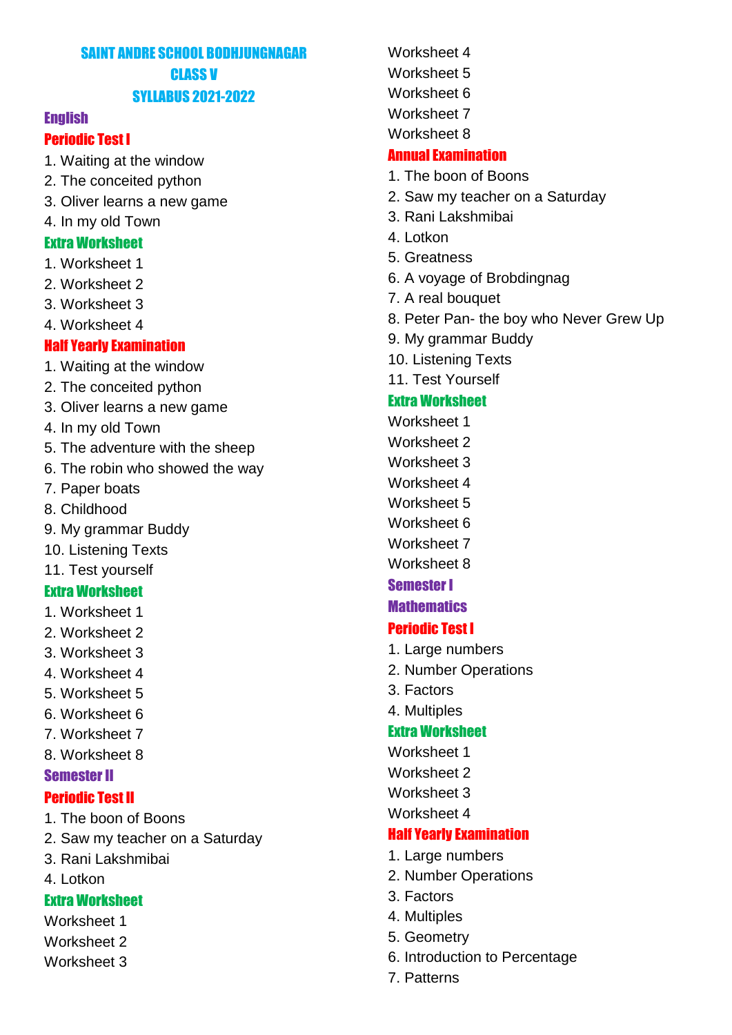# SAINT ANDRE SCHOOL BODHJUNGNAGAR
# CLASS V
# SYLLABUS 2021-2022

## English

### Periodic Test I

1. Waiting at the window
2. The conceited python
3. Oliver learns a new game
4. In my old Town

#### Extra Worksheet

1. Worksheet 1
2. Worksheet 2
3. Worksheet 3
4. Worksheet 4

### Half Yearly Examination

1. Waiting at the window
2. The conceited python
3. Oliver learns a new game
4. In my old Town
5. The adventure with the sheep
6. The robin who showed the way
7. Paper boats
8. Childhood
9. My grammar Buddy
10. Listening Texts
11. Test yourself

#### Extra Worksheet

1. Worksheet 1
2. Worksheet 2
3. Worksheet 3
4. Worksheet 4
5. Worksheet 5
6. Worksheet 6
7. Worksheet 7
8. Worksheet 8

## Semester II

### Periodic Test II

1. The boon of Boons
2. Saw my teacher on a Saturday
3. Rani Lakshmibai
4. Lotkon

#### Extra Worksheet

Worksheet 1
Worksheet 2
Worksheet 3
Worksheet 4
Worksheet 5
Worksheet 6
Worksheet 7
Worksheet 8

### Annual Examination

1. The boon of Boons
2. Saw my teacher on a Saturday
3. Rani Lakshmibai
4. Lotkon
5. Greatness
6. A voyage of Brobdingnag
7. A real bouquet
8. Peter Pan- the boy who Never Grew Up
9. My grammar Buddy
10. Listening Texts
11. Test Yourself

#### Extra Worksheet

Worksheet 1
Worksheet 2
Worksheet 3
Worksheet 4
Worksheet 5
Worksheet 6
Worksheet 7
Worksheet 8

## Semester I

## Mathematics

### Periodic Test I

1. Large numbers
2. Number Operations
3. Factors
4. Multiples

#### Extra Worksheet

Worksheet 1
Worksheet 2
Worksheet 3
Worksheet 4

### Half Yearly Examination

1. Large numbers
2. Number Operations
3. Factors
4. Multiples
5. Geometry
6. Introduction to Percentage
7. Patterns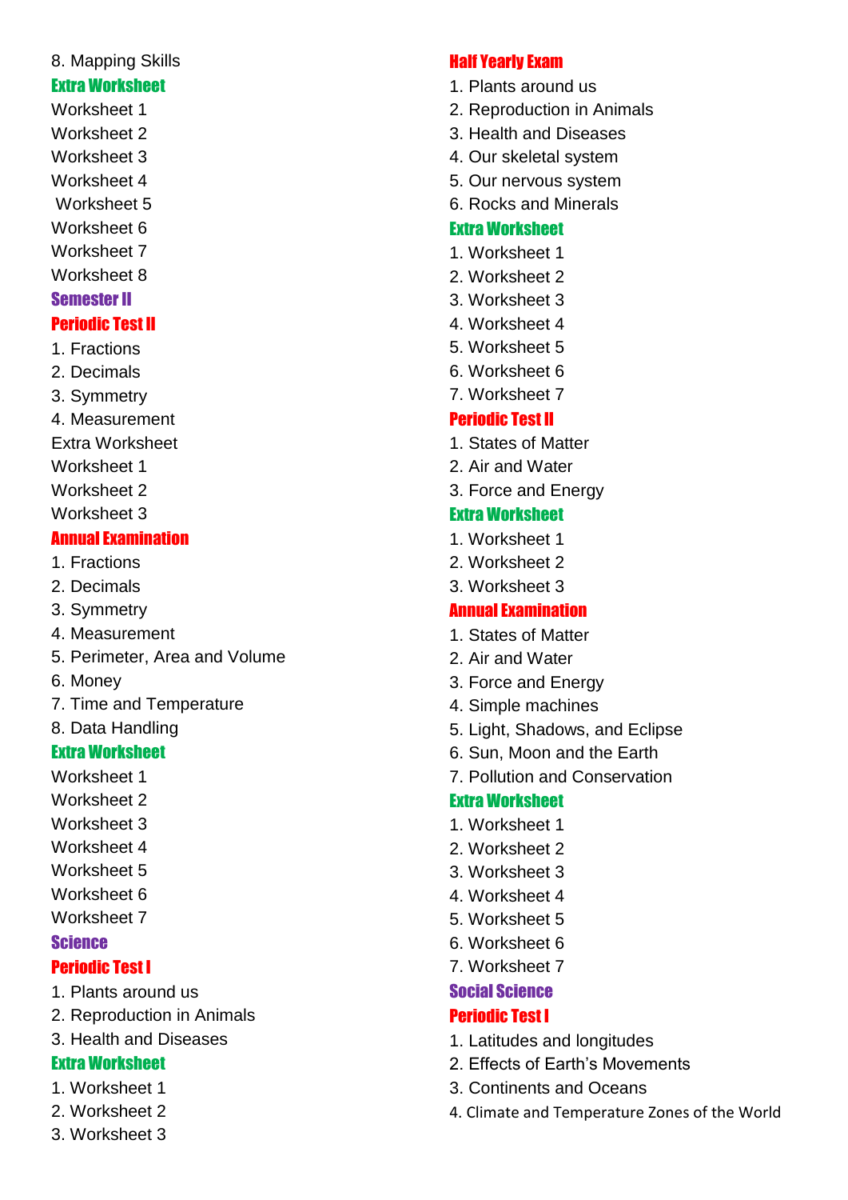8. Mapping Skills

**Extra Worksheet**

Worksheet 1

Worksheet 2

Worksheet 3

Worksheet 4

Worksheet 5

Worksheet 6

Worksheet 7

Worksheet 8

## Semester II

### Periodic Test II

1. Fractions
2. Decimals
3. Symmetry
4. Measurement

Extra Worksheet

Worksheet 1

Worksheet 2

Worksheet 3

### Annual Examination

1. Fractions
2. Decimals
3. Symmetry
4. Measurement
5. Perimeter, Area and Volume
6. Money
7. Time and Temperature
8. Data Handling

**Extra Worksheet**

Worksheet 1

Worksheet 2

Worksheet 3

Worksheet 4

Worksheet 5

Worksheet 6

Worksheet 7

## Science

### Periodic Test I

1. Plants around us
2. Reproduction in Animals
3. Health and Diseases

**Extra Worksheet**

1. Worksheet 1
2. Worksheet 2
3. Worksheet 3

### Half Yearly Exam

1. Plants around us
2. Reproduction in Animals
3. Health and Diseases
4. Our skeletal system
5. Our nervous system
6. Rocks and Minerals

**Extra Worksheet**

1. Worksheet 1
2. Worksheet 2
3. Worksheet 3
4. Worksheet 4
5. Worksheet 5
6. Worksheet 6
7. Worksheet 7

### Periodic Test II

1. States of Matter
2. Air and Water
3. Force and Energy

**Extra Worksheet**

1. Worksheet 1
2. Worksheet 2
3. Worksheet 3

### Annual Examination

1. States of Matter
2. Air and Water
3. Force and Energy
4. Simple machines
5. Light, Shadows, and Eclipse
6. Sun, Moon and the Earth
7. Pollution and Conservation

**Extra Worksheet**

1. Worksheet 1
2. Worksheet 2
3. Worksheet 3
4. Worksheet 4
5. Worksheet 5
6. Worksheet 6
7. Worksheet 7

## Social Science

### Periodic Test I

1. Latitudes and longitudes
2. Effects of Earth's Movements
3. Continents and Oceans
4. Climate and Temperature Zones of the World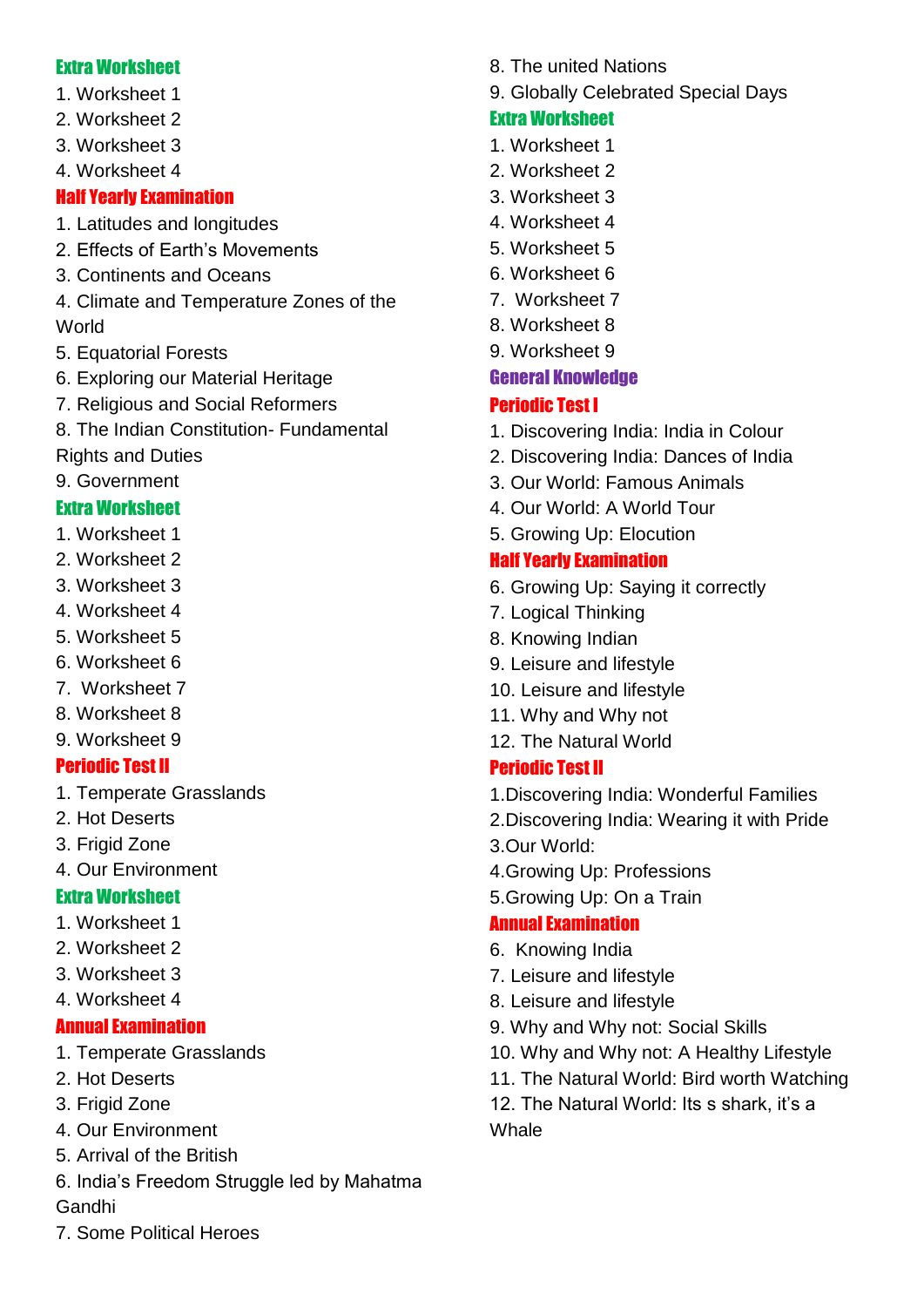### Extra Worksheet

1. Worksheet 1
2. Worksheet 2
3. Worksheet 3
4. Worksheet 4

### Half Yearly Examination

1. Latitudes and longitudes
2. Effects of Earth's Movements
3. Continents and Oceans
4. Climate and Temperature Zones of the World
5. Equatorial Forests
6. Exploring our Material Heritage
7. Religious and Social Reformers
8. The Indian Constitution- Fundamental Rights and Duties
9. Government

### Extra Worksheet

1. Worksheet 1
2. Worksheet 2
3. Worksheet 3
4. Worksheet 4
5. Worksheet 5
6. Worksheet 6
7. Worksheet 7
8. Worksheet 8
9. Worksheet 9

### Periodic Test II

1. Temperate Grasslands
2. Hot Deserts
3. Frigid Zone
4. Our Environment

### Extra Worksheet

1. Worksheet 1
2. Worksheet 2
3. Worksheet 3
4. Worksheet 4

### Annual Examination

1. Temperate Grasslands
2. Hot Deserts
3. Frigid Zone
4. Our Environment
5. Arrival of the British
6. India's Freedom Struggle led by Mahatma Gandhi
7. Some Political Heroes
8. The united Nations
9. Globally Celebrated Special Days

### Extra Worksheet

1. Worksheet 1
2. Worksheet 2
3. Worksheet 3
4. Worksheet 4
5. Worksheet 5
6. Worksheet 6
7. Worksheet 7
8. Worksheet 8
9. Worksheet 9

## General Knowledge

### Periodic Test I

1. Discovering India: India in Colour
2. Discovering India: Dances of India
3. Our World: Famous Animals
4. Our World: A World Tour
5. Growing Up: Elocution

### Half Yearly Examination

6. Growing Up: Saying it correctly
7. Logical Thinking
8. Knowing Indian
9. Leisure and lifestyle
10. Leisure and lifestyle
11. Why and Why not
12. The Natural World

### Periodic Test II

1. Discovering India: Wonderful Families
2. Discovering India: Wearing it with Pride
3. Our World:
4. Growing Up: Professions
5. Growing Up: On a Train

### Annual Examination

6. Knowing India
7. Leisure and lifestyle
8. Leisure and lifestyle
9. Why and Why not: Social Skills
10. Why and Why not: A Healthy Lifestyle
11. The Natural World: Bird worth Watching
12. The Natural World: Its s shark, it's a Whale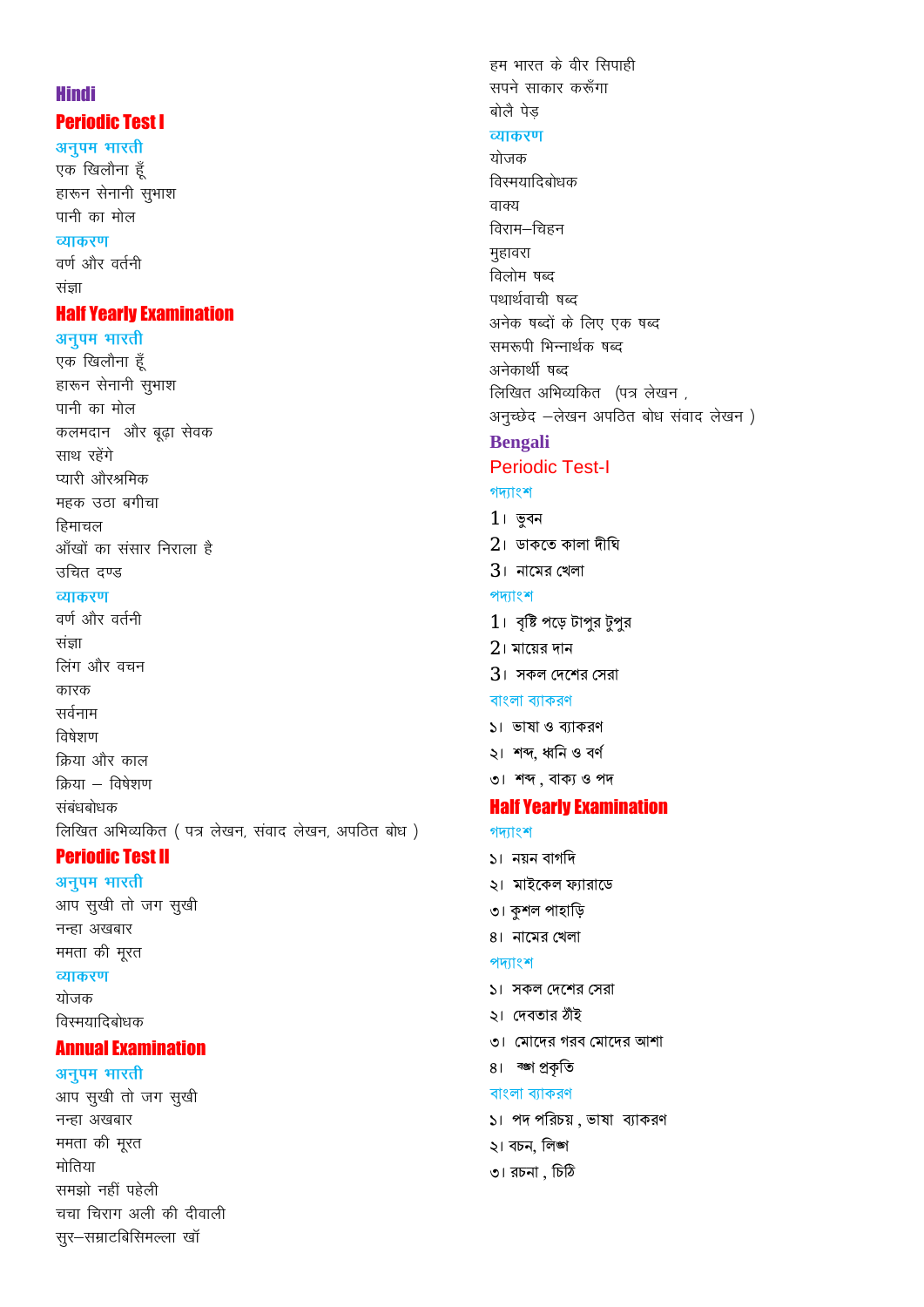# Hindi

## Periodic Test I

### अनुपम भारती

एक खिलौना हूँ

हारून सेनानी सुभाश

पानी का मोल

### व्याकरण

वर्ण और वर्तनी

संज्ञा

## Half Yearly Examination

### अनुपम भारती

एक खिलौना हूँ

हारून सेनानी सुभाश

पानी का मोल

कलमदान और बूढ़ा सेवक

साथ रहेंगे

प्यारी औरश्रमिक

महक उठा बगीचा

हिमाचल

आँखों का संसार निराला है

उचित दण्ड

### व्याकरण

वर्ण और वर्तनी

संज्ञा

लिंग और वचन

कारक

सर्वनाम

विषेशण

क्रिया और काल

क्रिया – विषेशण

संबंधबोधक

लिखित अभिव्यक्ति ( पत्र लेखन, संवाद लेखन, अपठित बोध )

## Periodic Test II

### अनुपम भारती

आप सुखी तो जग सुखी

नन्हा अखबार

ममता की मूरत

### व्याकरण

योजक

विस्मयादिबोधक

## Annual Examination

### अनुपम भारती

आप सुखी तो जग सुखी

नन्हा अखबार

ममता की मूरत

मोतिया

समझो नहीं पहेली

चचा चिराग अली की दीवाली

सुर–सम्राटबिसिमल्ला खॉ

हम भारत के वीर सिपाही

सपने साकार करूँगा

बोलै पेड़

### व्याकरण

योजक

विस्मयादिबोधक

वाक्य

विराम–चिहन

मुहावरा

विलोम षब्द

पयार्थवाची षब्द

अनेक षब्दों के लिए एक षब्द

समरुपी भिन्नार्थक षब्द

अनेकार्थी षब्द

लिखित अभिव्यकित (पत्र लेखन ,

अनुच्छेद –लेखन अपठित बोध संवाद लेखन )

# Bengali

## Periodic Test-I

### গদ্যাংশ

1। ভুবন

2। ডাকতে কালা দীঘি

3। নামের খেলা

### পদ্যাংশ

1। বৃষ্টি পড়ে টাপুর টুপুর

2। মায়ের দান

3। সকল দেশের সেরা

### বাংলা ব্যাকরণ

১। ভাষা ও ব্যাকরণ

২। শব্দ, ধ্বনি ও বর্ণ

৩। শব্দ , বাক্য ও পদ

## Half Yearly Examination

### গদ্যাংশ

১। নয়ন বাগদি

২। মাইকেল ফ্যারাডে

৩। কুশল পাহাড়ি

৪। নামের খেলা

### পদ্যাংশ

১। সকল দেশের সেরা

২। দেবতার ঠাঁই

৩। মোদের গরব মোদের আশা

৪। ঝঞ্ঝা প্রকৃতি

### বাংলা ব্যাকরণ

১। পদ পরিচয় , ভাষা ব্যাকরণ

২। বচন, লিঙ্গ

৩। রচনা , চিঠি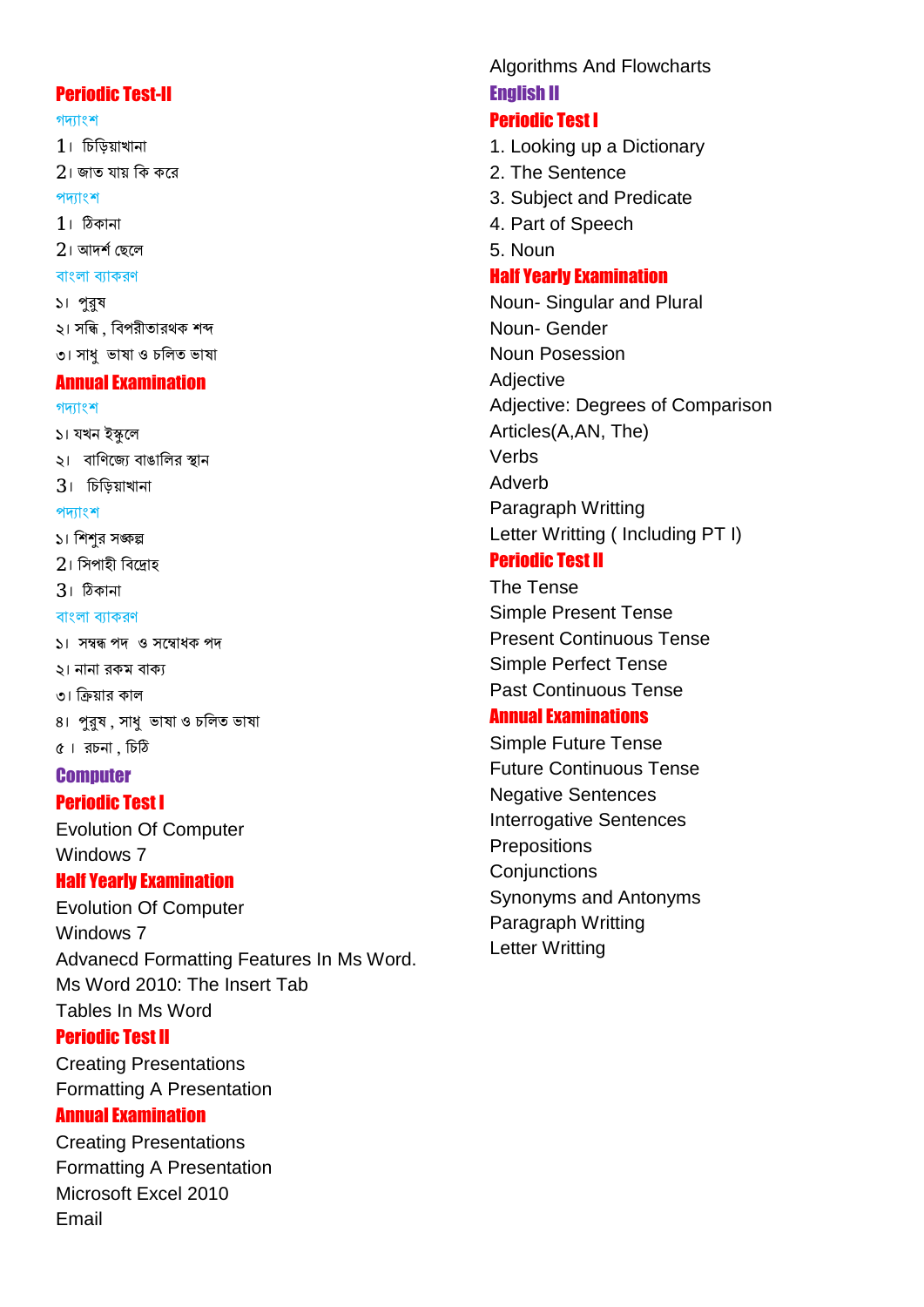## Periodic Test-II

### গদ্যাংশ

1। চিড়িয়াখানা

2। জাত যায় কি করে

### পদ্যাংশ

1। ঠিকানা

2। আদর্শ ছেলে

### বাংলা ব্যাকরণ

১। পুরুষ

২। সন্ধি , বিপরীতারথক শব্দ

৩। সাধু ভাষা ও চলিত ভাষা

## Annual Examination

### গদ্যাংশ

১। যখন ইস্কুলে

২। বাণিজ্যে বাঙালির স্থান

3। চিড়িয়াখানা

### পদ্যাংশ

১। শিশুর সঙ্কল্প

2। সিপাহী বিদ্রোহ

3। ঠিকানা

### বাংলা ব্যাকরণ

১। সম্বন্ধ পদ ও সম্বোধক পদ

২। নানা রকম বাক্য

৩। ক্রিয়ার কাল

৪। পুরুষ , সাধু ভাষা ও চলিত ভাষা

৫ । রচনা , চিঠি

# Computer

## Periodic Test I

Evolution Of Computer

Windows 7

## Half Yearly Examination

Evolution Of Computer

Windows 7

Advanecd Formatting Features In Ms Word.

Ms Word 2010: The Insert Tab

Tables In Ms Word

## Periodic Test II

Creating Presentations

Formatting A Presentation

## Annual Examination

Creating Presentations

Formatting A Presentation

Microsoft Excel 2010

Email

Algorithms And Flowcharts

# English II

## Periodic Test I

1. Looking up a Dictionary
2. The Sentence
3. Subject and Predicate
4. Part of Speech
5. Noun

## Half Yearly Examination

Noun- Singular and Plural

Noun- Gender

Noun Posession

Adjective

Adjective: Degrees of Comparison

Articles(A,AN, The)

Verbs

Adverb

Paragraph Writting

Letter Writting ( Including PT I)

## Periodic Test II

The Tense

Simple Present Tense

Present Continuous Tense

Simple Perfect Tense

Past Continuous Tense

## Annual Examinations

Simple Future Tense

Future Continuous Tense

Negative Sentences

Interrogative Sentences

Prepositions

Conjunctions

Synonyms and Antonyms

Paragraph Writting

Letter Writting